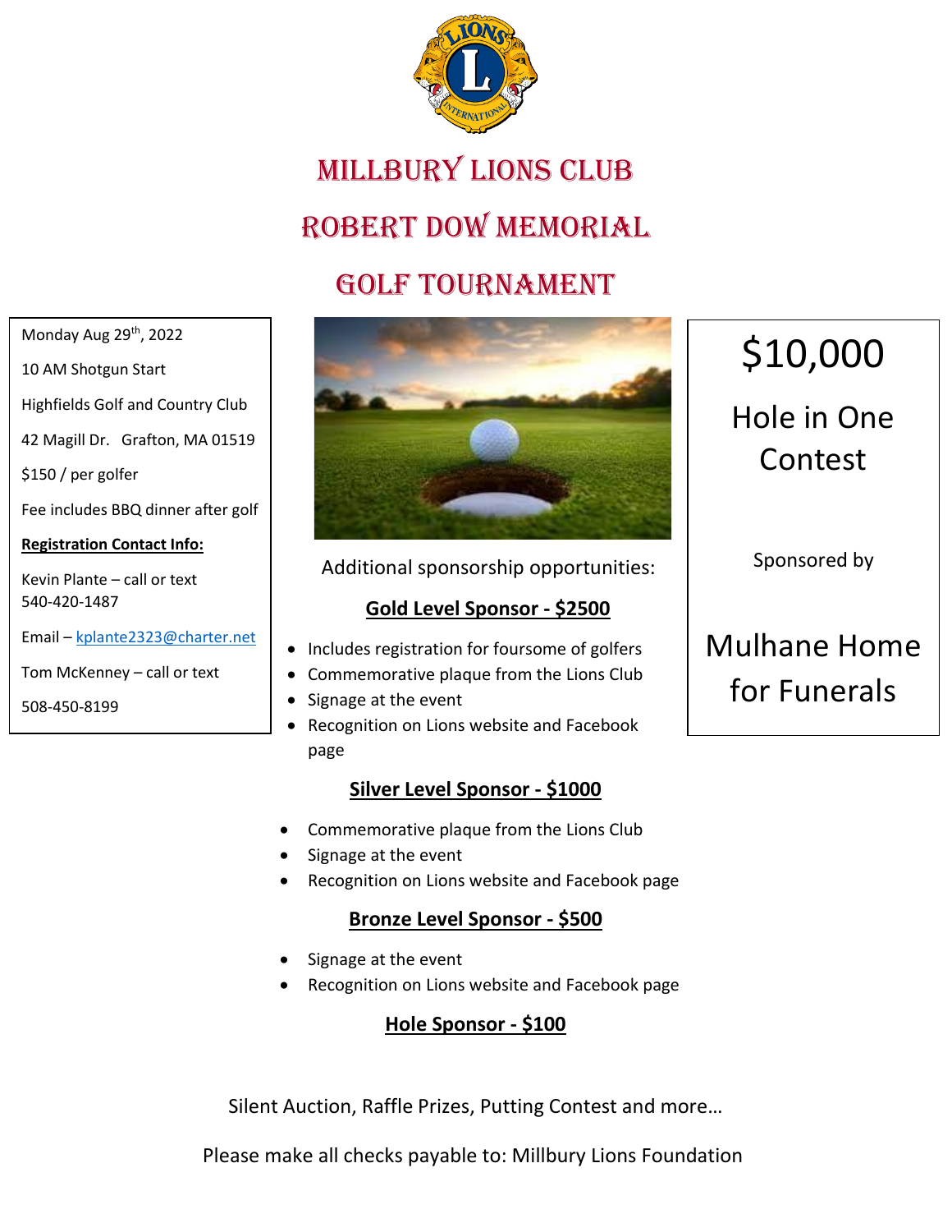# Millbury Lions Club

# Robert Dow Memorial

# Golf Tournament

Monday Aug 29th, 2022

10 AM Shotgun Start

Highfields Golf and Country Club

42 Magill Dr. Grafton, MA 01519

$150 / per golfer

Fee includes BBQ dinner after golf

**Registration Contact Info:**

Kevin Plante – call or text 540-420-1487

Email – kplante2323@charter.net

Tom McKenney – call or text

508-450-8199

Additional sponsorship opportunities:

**Gold Level Sponsor - $2500**

- Includes registration for foursome of golfers
- Commemorative plaque from the Lions Club
- Signage at the event
- Recognition on Lions website and Facebook page

**Silver Level Sponsor - $1000**

- Commemorative plaque from the Lions Club
- Signage at the event
- Recognition on Lions website and Facebook page

**Bronze Level Sponsor - $500**

- Signage at the event
- Recognition on Lions website and Facebook page

**Hole Sponsor - $100**

$10,000

Hole in One Contest

Sponsored by

Mulhane Home for Funerals

Silent Auction, Raffle Prizes, Putting Contest and more…

Please make all checks payable to: Millbury Lions Foundation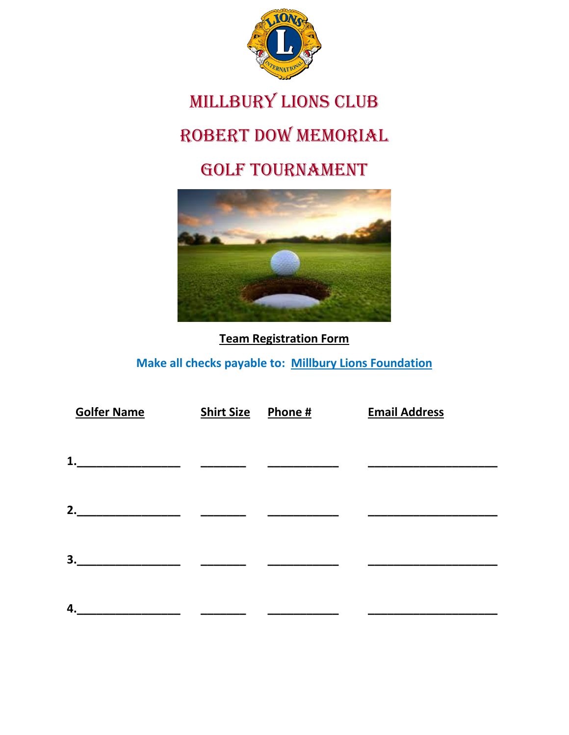# MILLBURY LIONS CLUB

# ROBERT DOW MEMORIAL

# GOLF TOURNAMENT

**Team Registration Form**

**Make all checks payable to: Millbury Lions Foundation**

| Golfer Name | Shirt Size | Phone # | Email Address |
|---|---|---|---|
| 1.________________ | _______ | ___________ | ____________________ |
| 2.________________ | _______ | ___________ | ____________________ |
| 3.________________ | _______ | ___________ | ____________________ |
| 4.________________ | _______ | ___________ | ____________________ |